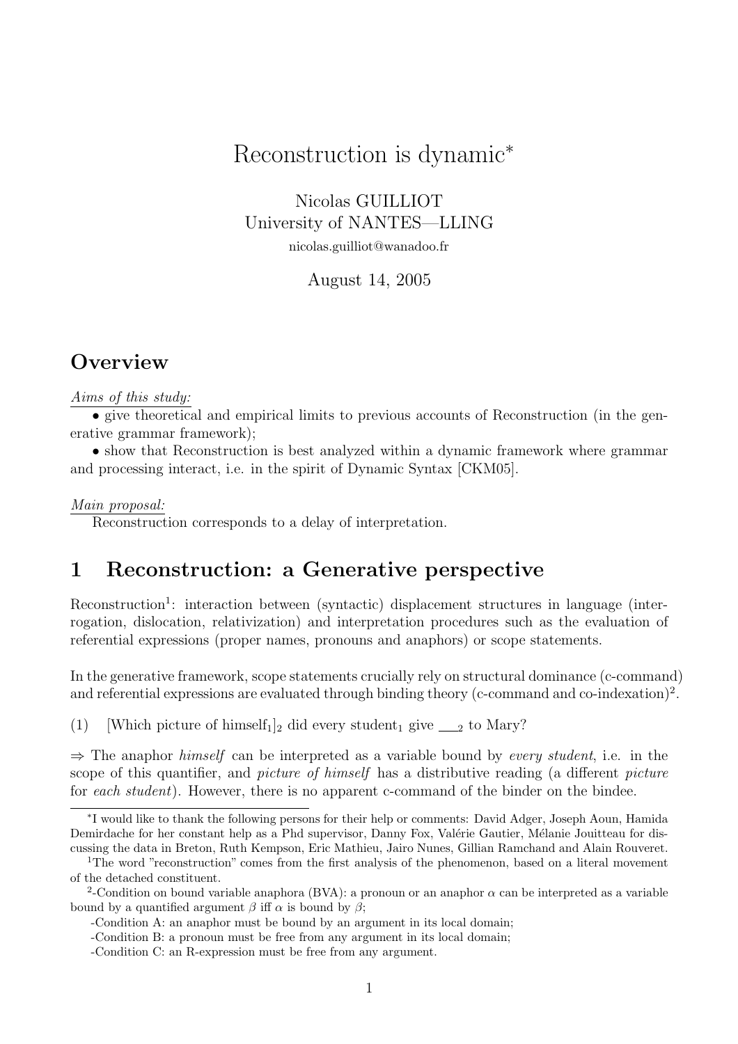# Reconstruction is dynamic[*]

Nicolas GUILLIOT
University of NANTES—LLING
nicolas.guilliot@wanadoo.fr

August 14, 2005

## Overview

Aims of this study:

- give theoretical and empirical limits to previous accounts of Reconstruction (in the generative grammar framework);
- show that Reconstruction is best analyzed within a dynamic framework where grammar and processing interact, i.e. in the spirit of Dynamic Syntax [CKM05].

Main proposal:

Reconstruction corresponds to a delay of interpretation.

## 1 Reconstruction: a Generative perspective

Reconstruction[1]: interaction between (syntactic) displacement structures in language (interrogation, dislocation, relativization) and interpretation procedures such as the evaluation of referential expressions (proper names, pronouns and anaphors) or scope statements.

In the generative framework, scope statements crucially rely on structural dominance (c-command) and referential expressions are evaluated through binding theory (c-command and co-indexation)[2].

(1) [Which picture of himself$_1$]$_2$ did every student$_1$ give \_\_$_2$ to Mary?

⇒ The anaphor *himself* can be interpreted as a variable bound by *every student*, i.e. in the scope of this quantifier, and *picture of himself* has a distributive reading (a different *picture* for *each student*). However, there is no apparent c-command of the binder on the bindee.

---

[*]I would like to thank the following persons for their help or comments: David Adger, Joseph Aoun, Hamida Demirdache for her constant help as a Phd supervisor, Danny Fox, Valérie Gautier, Mélanie Jouitteau for discussing the data in Breton, Ruth Kempson, Eric Mathieu, Jairo Nunes, Gillian Ramchand and Alain Rouveret.

[1]The word "reconstruction" comes from the first analysis of the phenomenon, based on a literal movement of the detached constituent.

[2]-Condition on bound variable anaphora (BVA): a pronoun or an anaphor $\alpha$ can be interpreted as a variable bound by a quantified argument $\beta$ iff $\alpha$ is bound by $\beta$;

-Condition A: an anaphor must be bound by an argument in its local domain;

-Condition B: a pronoun must be free from any argument in its local domain;

-Condition C: an R-expression must be free from any argument.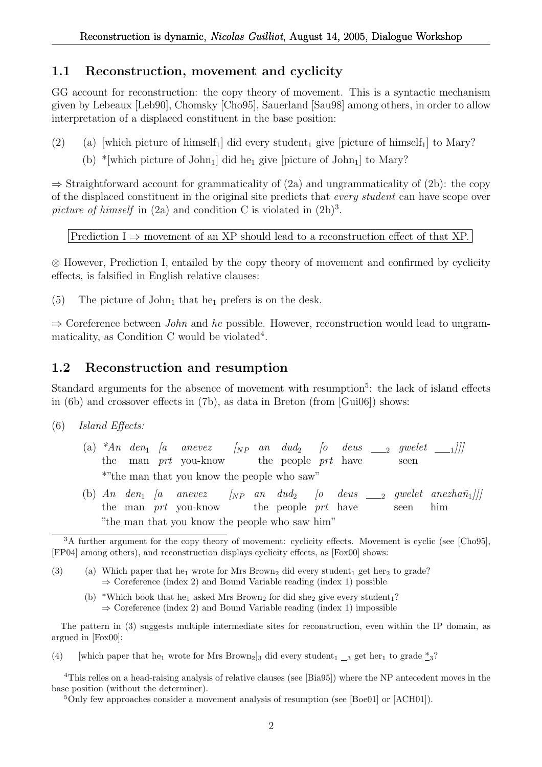## 1.1 Reconstruction, movement and cyclicity

GG account for reconstruction: the copy theory of movement. This is a syntactic mechanism given by Lebeaux [Leb90], Chomsky [Cho95], Sauerland [Sau98] among others, in order to allow interpretation of a displaced constituent in the base position:

(2) (a) [which picture of himself$_1$] did every student$_1$ give [picture of himself$_1$] to Mary?

(b) *[which picture of John$_1$] did he$_1$ give [picture of John$_1$] to Mary?

⇒ Straightforward account for grammaticality of (2a) and ungrammaticality of (2b): the copy of the displaced constituent in the original site predicts that *every student* can have scope over *picture of himself* in (2a) and condition C is violated in (2b)[3].

Prediction I ⇒ movement of an XP should lead to a reconstruction effect of that XP.

⊗ However, Prediction I, entailed by the copy theory of movement and confirmed by cyclicity effects, is falsified in English relative clauses:

(5) The picture of John$_1$ that he$_1$ prefers is on the desk.

⇒ Coreference between *John* and *he* possible. However, reconstruction would lead to ungrammaticality, as Condition C would be violated[4].

## 1.2 Reconstruction and resumption

Standard arguments for the absence of movement with resumption[5]: the lack of island effects in (6b) and crossover effects in (7b), as data in Breton (from [Gui06]) shows:

(6) *Island Effects:*

(a) **An den$_1$ [a anevez [$_{NP}$ an dud$_2$ [o deus \_\_$_2$ gwelet \_\_$_1$]]]*
the man *prt* you-know the people *prt* have seen
*"the man that you know the people who saw"

(b) *An den$_1$ [a anevez [$_{NP}$ an dud$_2$ [o deus \_\_$_2$ gwelet anezhañ$_1$]]]*
the man *prt* you-know the people *prt* have seen him
"the man that you know the people who saw him"

---

[3] A further argument for the copy theory of movement: cyclicity effects. Movement is cyclic (see [Cho95], [FP04] among others), and reconstruction displays cyclicity effects, as [Fox00] shows:

(3) (a) Which paper that he$_1$ wrote for Mrs Brown$_2$ did every student$_1$ get her$_2$ to grade?
⇒ Coreference (index 2) and Bound Variable reading (index 1) possible

(b) *Which book that he$_1$ asked Mrs Brown$_2$ for did she$_2$ give every student$_1$?
⇒ Coreference (index 2) and Bound Variable reading (index 1) impossible

The pattern in (3) suggests multiple intermediate sites for reconstruction, even within the IP domain, as argued in [Fox00]:

(4) [which paper that he$_1$ wrote for Mrs Brown$_2$]$_3$ did every student$_1$ \_\_$_3$ get her$_1$ to grade *\_$_3$?

[4] This relies on a head-raising analysis of relative clauses (see [Bia95]) where the NP antecedent moves in the base position (without the determiner).

[5] Only few approaches consider a movement analysis of resumption (see [Boe01] or [ACH01]).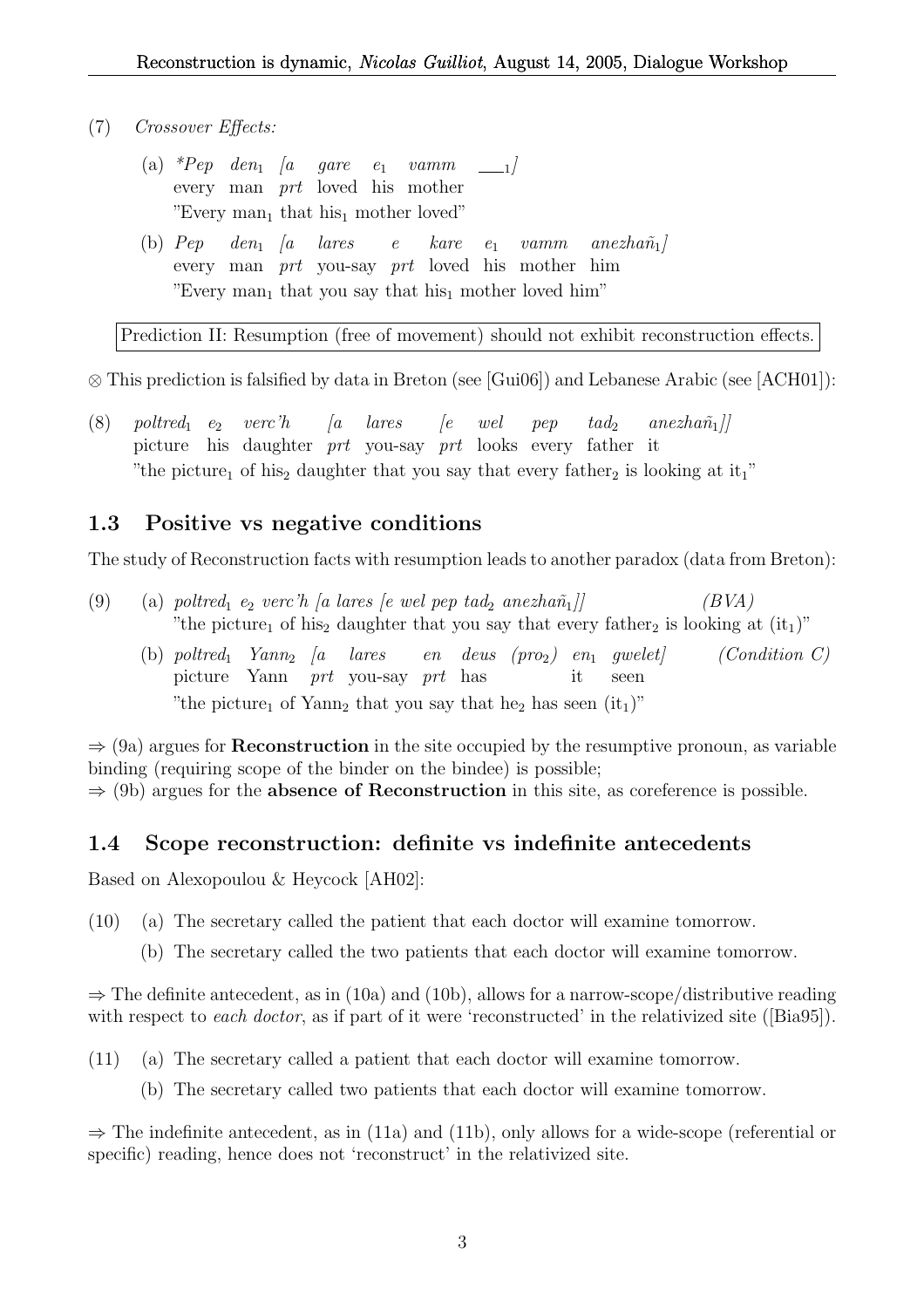(7) *Crossover Effects:*

(a) *\*Pep den$_1$ [a gare e$_1$ vamm ___$_1$]*
every man *prt* loved his mother
"Every man$_1$ that his$_1$ mother loved"

(b) *Pep den$_1$ [a lares e kare e$_1$ vamm anezhañ$_1$]*
every man *prt* you-say *prt* loved his mother him
"Every man$_1$ that you say that his$_1$ mother loved him"

> Prediction II: Resumption (free of movement) should not exhibit reconstruction effects.

⊗ This prediction is falsified by data in Breton (see [Gui06]) and Lebanese Arabic (see [ACH01]):

(8) *poltred$_1$ e$_2$ verc'h [a lares [e wel pep tad$_2$ anezhañ$_1$]]*
picture his daughter *prt* you-say *prt* looks every father it
"the picture$_1$ of his$_2$ daughter that you say that every father$_2$ is looking at it$_1$"

## 1.3 Positive vs negative conditions

The study of Reconstruction facts with resumption leads to another paradox (data from Breton):

(9) (a) *poltred$_1$ e$_2$ verc'h [a lares [e wel pep tad$_2$ anezhañ$_1$]]* *(BVA)*
"the picture$_1$ of his$_2$ daughter that you say that every father$_2$ is looking at (it$_1$)"

(b) *poltred$_1$ Yann$_2$ [a lares en deus (pro$_2$) en$_1$ gwelet]* *(Condition C)*
picture Yann *prt* you-say *prt* has it seen
"the picture$_1$ of Yann$_2$ that you say that he$_2$ has seen (it$_1$)"

⇒ (9a) argues for **Reconstruction** in the site occupied by the resumptive pronoun, as variable binding (requiring scope of the binder on the bindee) is possible;
⇒ (9b) argues for the **absence of Reconstruction** in this site, as coreference is possible.

## 1.4 Scope reconstruction: definite vs indefinite antecedents

Based on Alexopoulou & Heycock [AH02]:

(10) (a) The secretary called the patient that each doctor will examine tomorrow.
(b) The secretary called the two patients that each doctor will examine tomorrow.

⇒ The definite antecedent, as in (10a) and (10b), allows for a narrow-scope/distributive reading with respect to *each doctor*, as if part of it were 'reconstructed' in the relativized site ([Bia95]).

(11) (a) The secretary called a patient that each doctor will examine tomorrow.
(b) The secretary called two patients that each doctor will examine tomorrow.

⇒ The indefinite antecedent, as in (11a) and (11b), only allows for a wide-scope (referential or specific) reading, hence does not 'reconstruct' in the relativized site.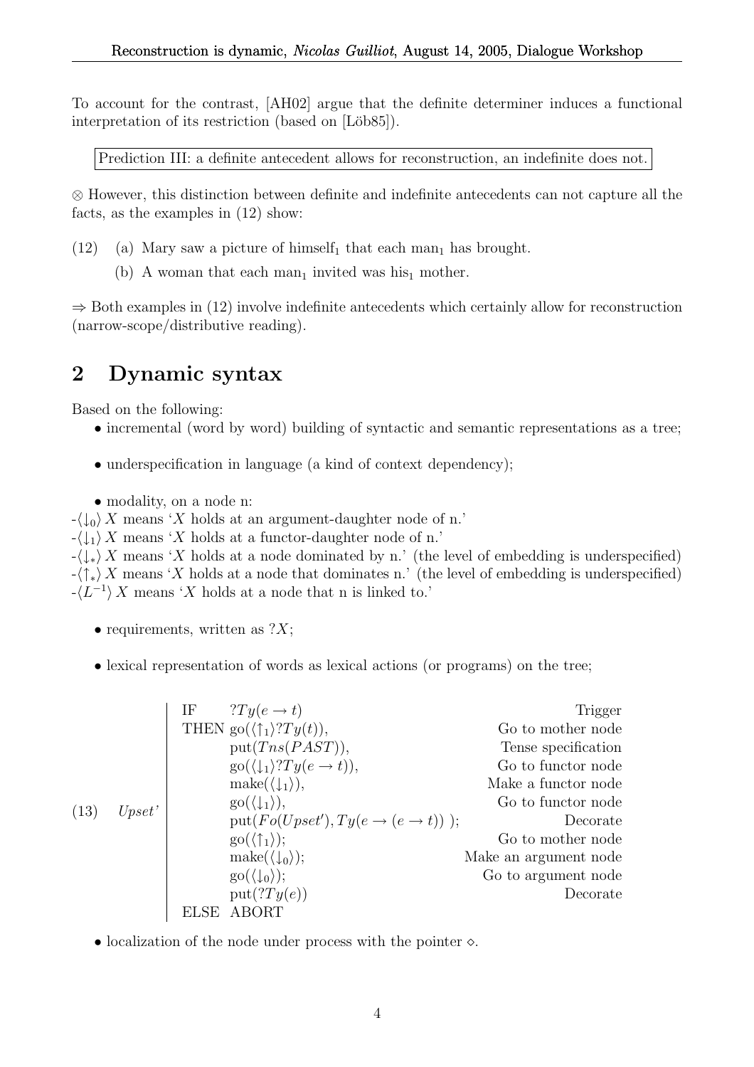To account for the contrast, [AH02] argue that the definite determiner induces a functional interpretation of its restriction (based on [Löb85]).

Prediction III: a definite antecedent allows for reconstruction, an indefinite does not.

⊗ However, this distinction between definite and indefinite antecedents can not capture all the facts, as the examples in (12) show:

(12) (a) Mary saw a picture of himself$_1$ that each man$_1$ has brought.

(b) A woman that each man$_1$ invited was his$_1$ mother.

⇒ Both examples in (12) involve indefinite antecedents which certainly allow for reconstruction (narrow-scope/distributive reading).

## 2 Dynamic syntax

Based on the following:

- incremental (word by word) building of syntactic and semantic representations as a tree;
- underspecification in language (a kind of context dependency);
- modality, on a node n:

-$\langle\downarrow_0\rangle X$ means '$X$ holds at an argument-daughter node of n.'
-$\langle\downarrow_1\rangle X$ means '$X$ holds at a functor-daughter node of n.'
-$\langle\downarrow_*\rangle X$ means '$X$ holds at a node dominated by n.' (the level of embedding is underspecified)
-$\langle\uparrow_*\rangle X$ means '$X$ holds at a node that dominates n.' (the level of embedding is underspecified)
-$\langle L^{-1}\rangle X$ means '$X$ holds at a node that n is linked to.'

- requirements, written as $?X$;
- lexical representation of words as lexical actions (or programs) on the tree;

(13) *Upset'*

| | | |
|---|---|---|
| IF | $?Ty(e \rightarrow t)$ | Trigger |
| THEN | go($\langle\uparrow_1\rangle?Ty(t)$), | Go to mother node |
| | put($Tns(PAST)$), | Tense specification |
| | go($\langle\downarrow_1\rangle?Ty(e \rightarrow t)$), | Go to functor node |
| | make($\langle\downarrow_1\rangle$), | Make a functor node |
| | go($\langle\downarrow_1\rangle$), | Go to functor node |
| | put($Fo(Upset'), Ty(e \rightarrow (e \rightarrow t))$ ); | Decorate |
| | go($\langle\uparrow_1\rangle$); | Go to mother node |
| | make($\langle\downarrow_0\rangle$); | Make an argument node |
| | go($\langle\downarrow_0\rangle$); | Go to argument node |
| | put($?Ty(e)$) | Decorate |
| ELSE | ABORT | |

- localization of the node under process with the pointer $\diamond$.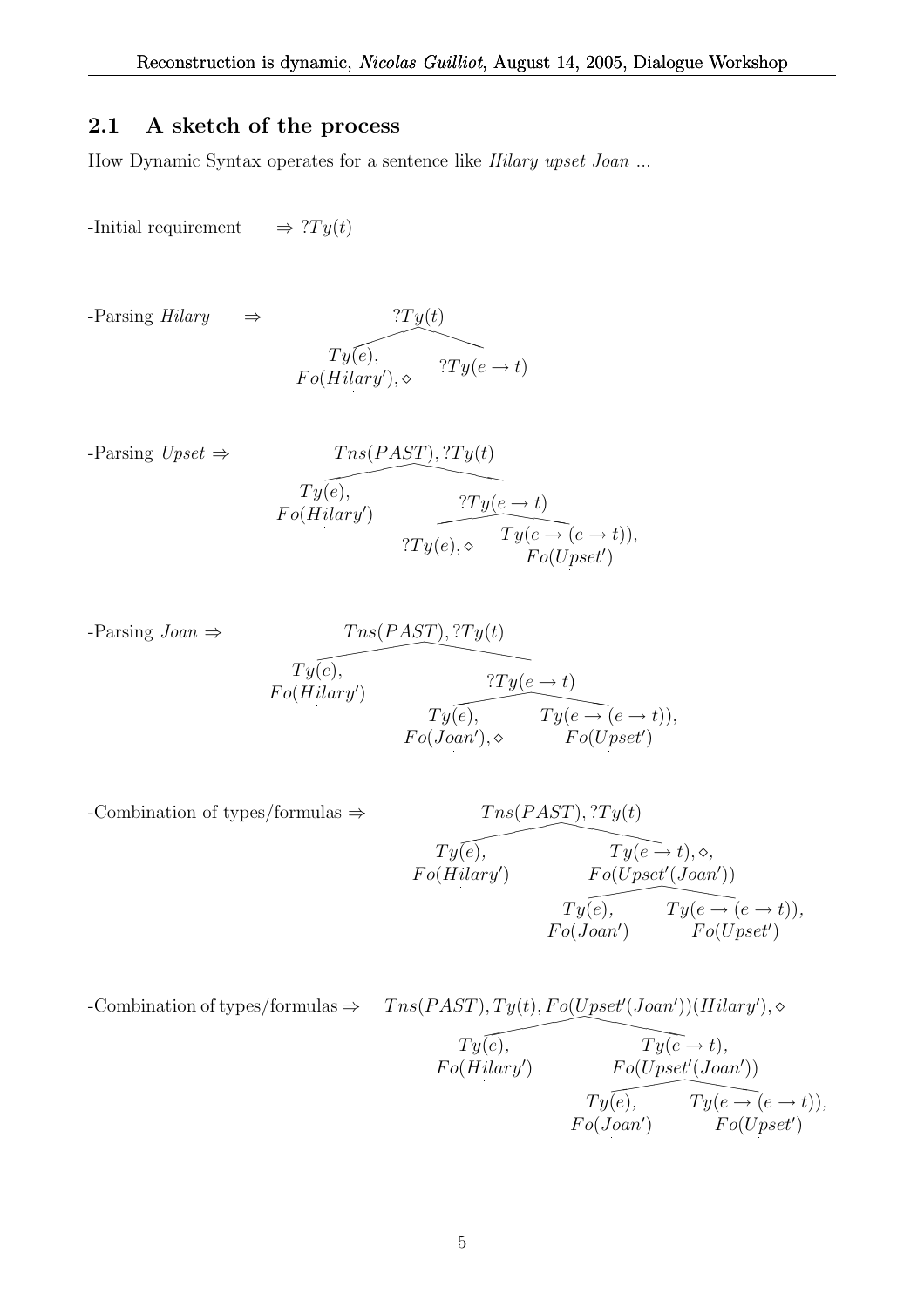## 2.1 A sketch of the process

How Dynamic Syntax operates for a sentence like *Hilary upset Joan* ...

-Initial requirement $\Rightarrow ?Ty(t)$

-Parsing *Hilary* $\Rightarrow$

$$?Ty(t)$$

$$Ty(e), Fo(Hilary'), \diamond \qquad ?Ty(e \rightarrow t)$$

-Parsing *Upset* $\Rightarrow$

$$Tns(PAST), ?Ty(t)$$

$$Ty(e), Fo(Hilary') \qquad ?Ty(e \rightarrow t)$$

$$?Ty(e), \diamond \qquad Ty(e \rightarrow (e \rightarrow t)), Fo(Upset')$$

-Parsing *Joan* $\Rightarrow$

$$Tns(PAST), ?Ty(t)$$

$$Ty(e), Fo(Hilary') \qquad ?Ty(e \rightarrow t)$$

$$Ty(e), Fo(Joan'), \diamond \qquad Ty(e \rightarrow (e \rightarrow t)), Fo(Upset')$$

-Combination of types/formulas $\Rightarrow$

$$Tns(PAST), ?Ty(t)$$

$$Ty(e), Fo(Hilary') \qquad Ty(e \rightarrow t), \diamond, Fo(Upset'(Joan'))$$

$$Ty(e), Fo(Joan') \qquad Ty(e \rightarrow (e \rightarrow t)), Fo(Upset')$$

-Combination of types/formulas $\Rightarrow$ $Tns(PAST), Ty(t), Fo(Upset'(Joan'))(Hilary'), \diamond$

$$Ty(e), Fo(Hilary') \qquad Ty(e \rightarrow t), Fo(Upset'(Joan'))$$

$$Ty(e), Fo(Joan') \qquad Ty(e \rightarrow (e \rightarrow t)), Fo(Upset')$$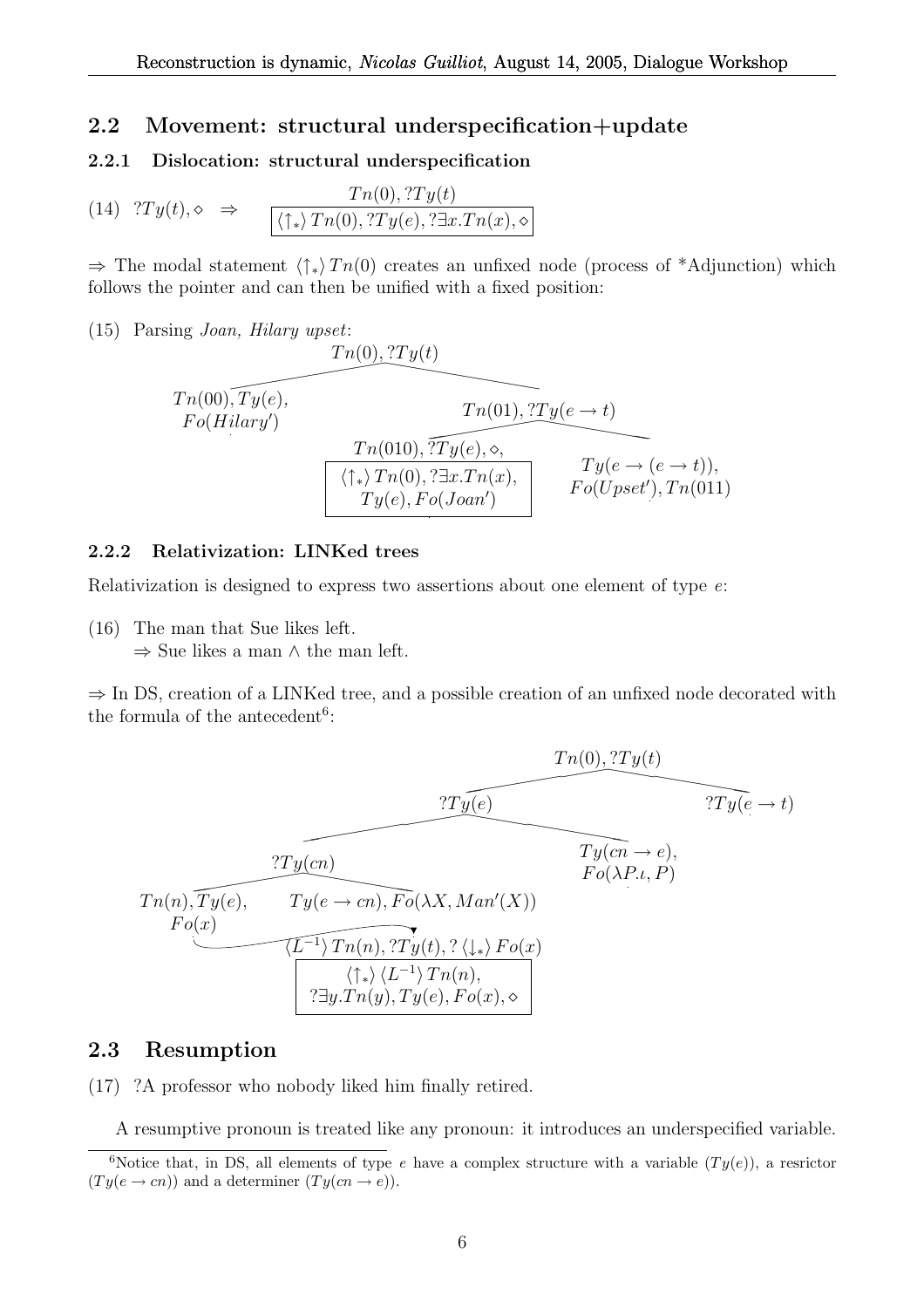## 2.2 Movement: structural underspecification+update

### 2.2.1 Dislocation: structural underspecification

(14) $?Ty(t), \diamond \;\;\Rightarrow$

$$Tn(0), ?Ty(t)$$
$$\boxed{\langle\uparrow_*\rangle Tn(0), ?Ty(e), ?\exists x.Tn(x), \diamond}$$

⇒ The modal statement $\langle\uparrow_*\rangle Tn(0)$ creates an unfixed node (process of *Adjunction) which follows the pointer and can then be unified with a fixed position:

(15) Parsing *Joan, Hilary upset*:

- $Tn(0), ?Ty(t)$
  - $Tn(00), Ty(e), Fo(Hilary')$
  - $Tn(01), ?Ty(e \to t)$
    - $Tn(010), ?Ty(e), \diamond,$ $\boxed{\langle\uparrow_*\rangle Tn(0), ?\exists x.Tn(x), Ty(e), Fo(Joan')}$
    - $Ty(e \to (e \to t)), Fo(Upset'), Tn(011)$

### 2.2.2 Relativization: LINKed trees

Relativization is designed to express two assertions about one element of type $e$:

(16) The man that Sue likes left.
⇒ Sue likes a man ∧ the man left.

⇒ In DS, creation of a LINKed tree, and a possible creation of an unfixed node decorated with the formula of the antecedent[6]:

- $Tn(0), ?Ty(t)$
  - $?Ty(e)$
    - $?Ty(cn)$
      - $Tn(n), Ty(e), Fo(x)$
      - $Ty(e \to cn), Fo(\lambda X, Man'(X))$
    - $Ty(cn \to e), Fo(\lambda P.\iota, P)$
  - $?Ty(e \to t)$

LINKed tree (from $Tn(n)$): $\langle L^{-1}\rangle Tn(n), ?Ty(t), ?\langle\downarrow_*\rangle Fo(x)$

$$\boxed{\langle\uparrow_*\rangle\langle L^{-1}\rangle Tn(n), ?\exists y.Tn(y), Ty(e), Fo(x), \diamond}$$

## 2.3 Resumption

(17) ?A professor who nobody liked him finally retired.

A resumptive pronoun is treated like any pronoun: it introduces an underspecified variable.

[6]Notice that, in DS, all elements of type $e$ have a complex structure with a variable ($Ty(e)$), a resrictor ($Ty(e \to cn)$) and a determiner ($Ty(cn \to e)$).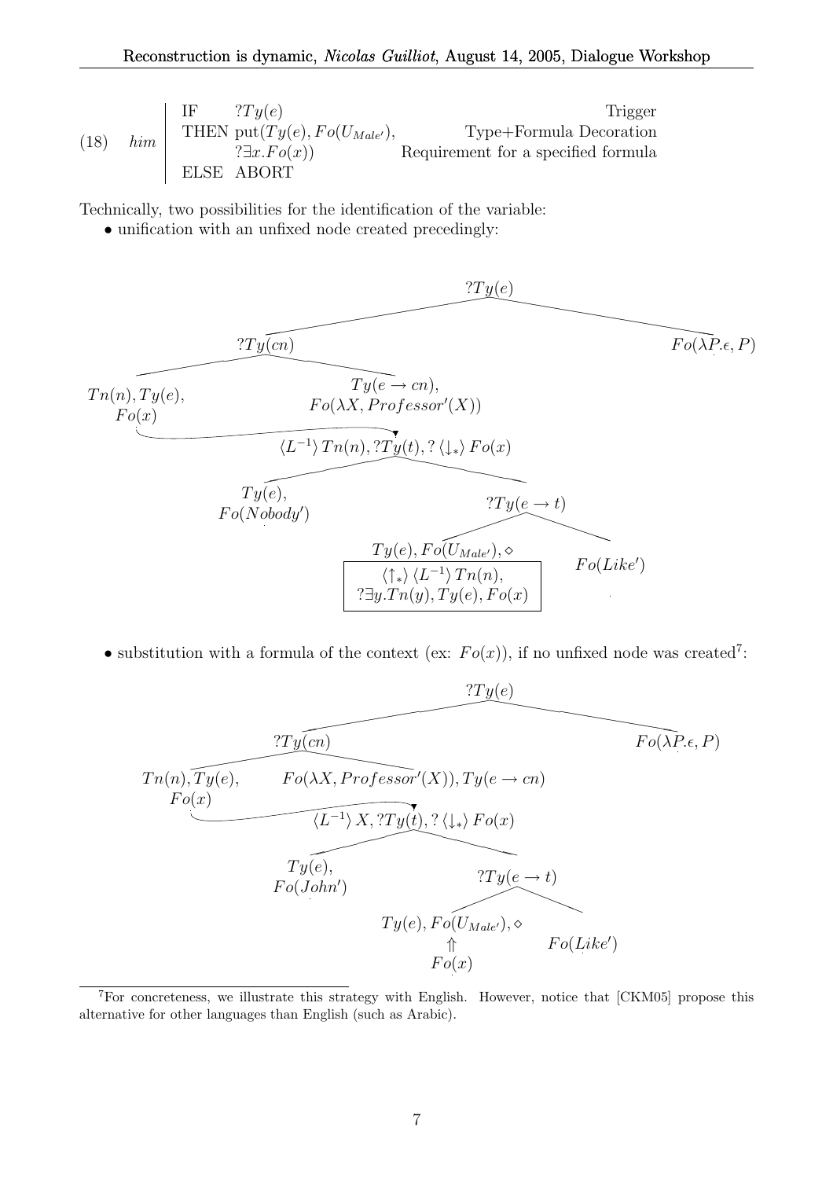(18) *him*

| | | |
|---|---|---|
| IF | $?Ty(e)$ | Trigger |
| THEN | put($Ty(e), Fo(U_{Male'}),$ | Type+Formula Decoration |
| | $?\exists x.Fo(x))$ | Requirement for a specified formula |
| ELSE | ABORT | |

Technically, two possibilities for the identification of the variable:

- unification with an unfixed node created precedingly:

```
?Ty(e)
├── ?Ty(cn)
│   ├── Tn(n), Ty(e), Fo(x)   ⤳ (LINK)
│   └── Ty(e → cn), Fo(λX, Professor'(X))
│
│   ⟨L⁻¹⟩Tn(n), ?Ty(t), ?⟨↓*⟩Fo(x)
│   ├── Ty(e), Fo(Nobody')
│   └── ?Ty(e → t)
│       ├── Ty(e), Fo(U_Male'), ◇
│       │   [ ⟨↑*⟩⟨L⁻¹⟩Tn(n), ?∃y.Tn(y), Ty(e), Fo(x) ]
│       └── Fo(Like')
└── Fo(λP.ε, P)
```

- substitution with a formula of the context (ex: $Fo(x)$), if no unfixed node was created[7]:

```
?Ty(e)
├── ?Ty(cn)
│   ├── Tn(n), Ty(e), Fo(x)   ⤳ (LINK)
│   └── Fo(λX, Professor'(X)), Ty(e → cn)
│
│   ⟨L⁻¹⟩X, ?Ty(t), ?⟨↓*⟩Fo(x)
│   ├── Ty(e), Fo(John')
│   └── ?Ty(e → t)
│       ├── Ty(e), Fo(U_Male'), ◇
│       │       ⇑
│       │     Fo(x)
│       └── Fo(Like')
└── Fo(λP.ε, P)
```

[7] For concreteness, we illustrate this strategy with English. However, notice that [CKM05] propose this alternative for other languages than English (such as Arabic).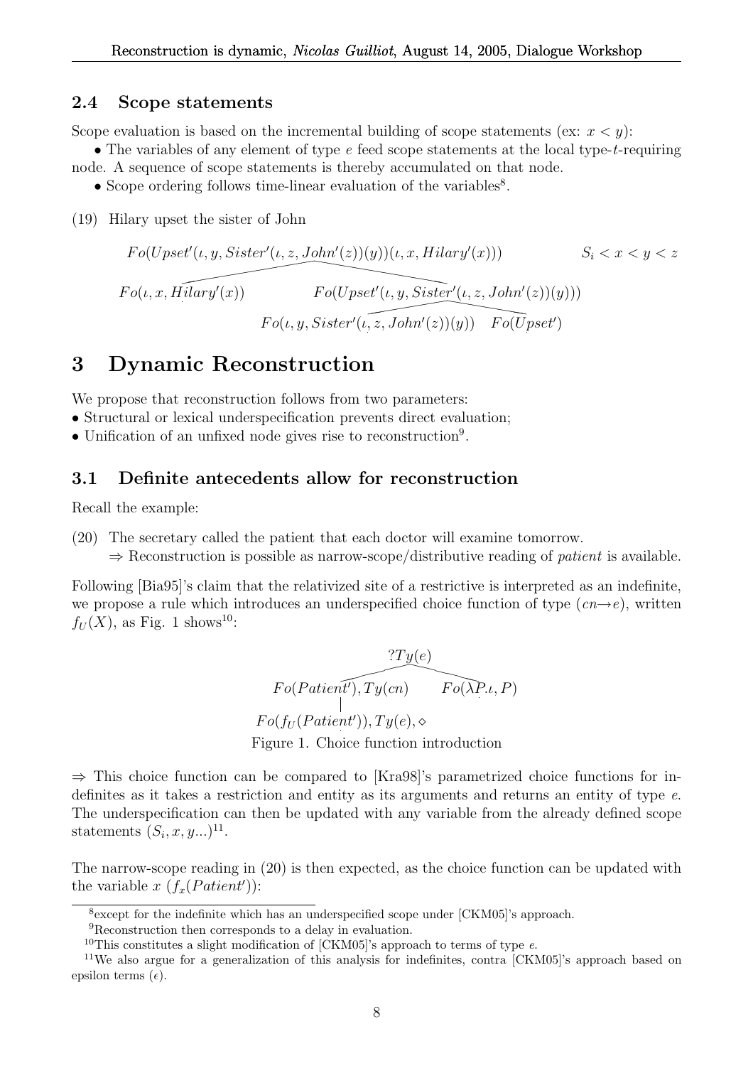### 2.4 Scope statements

Scope evaluation is based on the incremental building of scope statements (ex: $x < y$):

- The variables of any element of type $e$ feed scope statements at the local type-$t$-requiring node. A sequence of scope statements is thereby accumulated on that node.
- Scope ordering follows time-linear evaluation of the variables[8].

(19) Hilary upset the sister of John

$$Fo(Upset'(\iota, y, Sister'(\iota, z, John'(z))(y))(\iota, x, Hilary'(x))) \qquad S_i < x < y < z$$

$$Fo(\iota, x, Hilary'(x)) \qquad Fo(Upset'(\iota, y, Sister'(\iota, z, John'(z))(y)))$$

$$Fo(\iota, y, Sister'(\iota, z, John'(z))(y)) \qquad Fo(Upset')$$

# 3 Dynamic Reconstruction

We propose that reconstruction follows from two parameters:

- Structural or lexical underspecification prevents direct evaluation;
- Unification of an unfixed node gives rise to reconstruction[9].

## 3.1 Definite antecedents allow for reconstruction

Recall the example:

(20) The secretary called the patient that each doctor will examine tomorrow.
$\Rightarrow$ Reconstruction is possible as narrow-scope/distributive reading of *patient* is available.

Following [Bia95]'s claim that the relativized site of a restrictive is interpreted as an indefinite, we propose a rule which introduces an underspecified choice function of type $(cn \rightarrow e)$, written $f_U(X)$, as Fig. 1 shows[10]:

$$?Ty(e)$$

$$Fo(Patient'), Ty(cn) \qquad Fo(\lambda P.\iota, P)$$

$$Fo(f_U(Patient')), Ty(e), \diamond$$

Figure 1. Choice function introduction

$\Rightarrow$ This choice function can be compared to [Kra98]'s parametrized choice functions for indefinites as it takes a restriction and entity as its arguments and returns an entity of type $e$. The underspecification can then be updated with any variable from the already defined scope statements $(S_i, x, y...)$[11].

The narrow-scope reading in (20) is then expected, as the choice function can be updated with the variable $x$ ($f_x(Patient')$):

---

[8] except for the indefinite which has an underspecified scope under [CKM05]'s approach.

[9] Reconstruction then corresponds to a delay in evaluation.

[10] This constitutes a slight modification of [CKM05]'s approach to terms of type $e$.

[11] We also argue for a generalization of this analysis for indefinites, contra [CKM05]'s approach based on epsilon terms ($\epsilon$).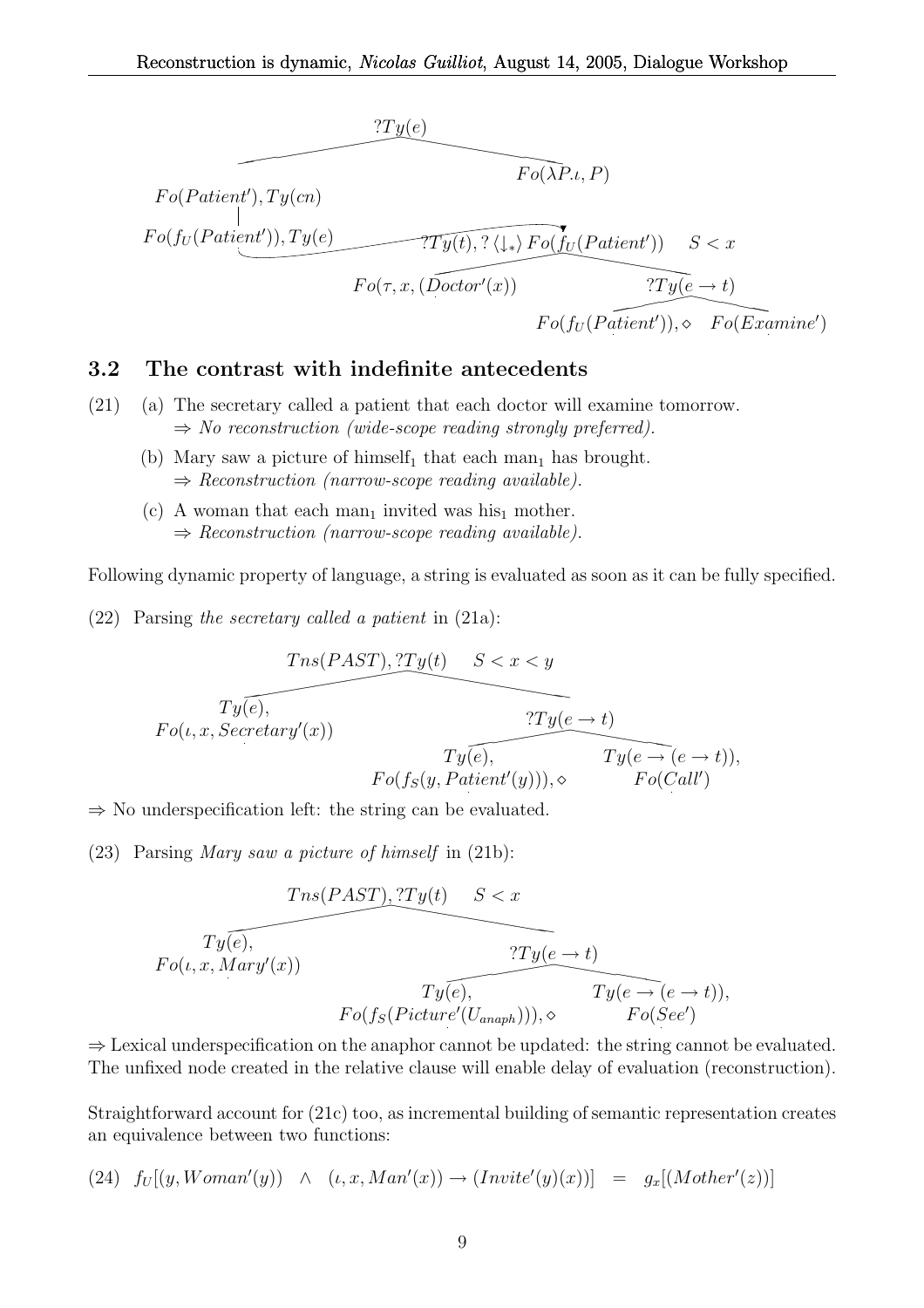$$?Ty(e)$$

- $Fo(Patient'), Ty(cn)$
  - $Fo(f_U(Patient')), Ty(e)$
- $Fo(\lambda P.\iota, P)$
- $?Ty(t), ?\langle\downarrow_*\rangle Fo(f_U(Patient'))$ $\quad S < x$
  - $Fo(\tau, x, (Doctor'(x))$
  - $?Ty(e \rightarrow t)$
    - $Fo(f_U(Patient')), \diamond$
    - $Fo(Examine')$

### 3.2 The contrast with indefinite antecedents

(21) (a) The secretary called a patient that each doctor will examine tomorrow.
$\Rightarrow$ *No reconstruction (wide-scope reading strongly preferred).*

(b) Mary saw a picture of himself$_1$ that each man$_1$ has brought.
$\Rightarrow$ *Reconstruction (narrow-scope reading available).*

(c) A woman that each man$_1$ invited was his$_1$ mother.
$\Rightarrow$ *Reconstruction (narrow-scope reading available).*

Following dynamic property of language, a string is evaluated as soon as it can be fully specified.

(22) Parsing *the secretary called a patient* in (21a):

$Tns(PAST), ?Ty(t)$ $\quad S < x < y$

- $Ty(e), Fo(\iota, x, Secretary'(x))$
- $?Ty(e \rightarrow t)$
  - $Ty(e), Fo(f_S(y, Patient'(y))), \diamond$
  - $Ty(e \rightarrow (e \rightarrow t)), Fo(Call')$

$\Rightarrow$ No underspecification left: the string can be evaluated.

(23) Parsing *Mary saw a picture of himself* in (21b):

$Tns(PAST), ?Ty(t)$ $\quad S < x$

- $Ty(e), Fo(\iota, x, Mary'(x))$
- $?Ty(e \rightarrow t)$
  - $Ty(e), Fo(f_S(Picture'(U_{anaph}))), \diamond$
  - $Ty(e \rightarrow (e \rightarrow t)), Fo(See')$

$\Rightarrow$ Lexical underspecification on the anaphor cannot be updated: the string cannot be evaluated. The unfixed node created in the relative clause will enable delay of evaluation (reconstruction).

Straightforward account for (21c) too, as incremental building of semantic representation creates an equivalence between two functions:

(24) $f_U[(y, Woman'(y)) \;\; \wedge \;\; (\iota, x, Man'(x)) \rightarrow (Invite'(y)(x))] \;\; = \;\; g_x[(Mother'(z))]$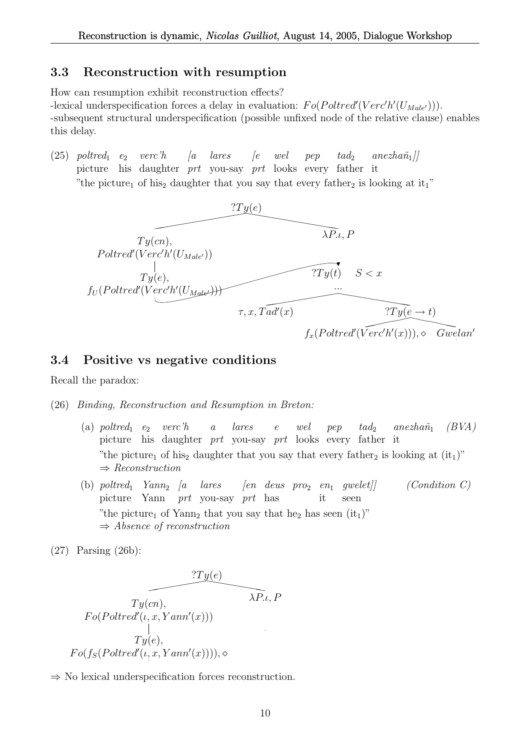### 3.3 Reconstruction with resumption

How can resumption exhibit reconstruction effects?
-lexical underspecification forces a delay in evaluation: $Fo(Poltred'(Verc'h'(U_{Male'})))$.
-subsequent structural underspecification (possible unfixed node of the relative clause) enables this delay.

(25) *poltred*$_1$ *e*$_2$ *verc'h* [*a* *lares* [*e* *wel* *pep* *tad*$_2$ *anezhañ*$_1$]]
picture his daughter *prt* you-say *prt* looks every father it
"the picture$_1$ of his$_2$ daughter that you say that every father$_2$ is looking at it$_1$"

$?Ty(e)$
- $Ty(cn)$, $Poltred'(Verc'h'(U_{Male'}))$
  - $Ty(e)$, $f_U(Poltred'(Verc'h'(U_{Male'})))$
- $\lambda P.\iota, P$
  - $?Ty(t)$ $\quad S < x$
    - ...
      - $\tau, x, Tad'(x)$
      - $?Ty(e \rightarrow t)$
        - $f_x(Poltred'(Verc'h'(x))), \diamond$
        - $Gwelan'$

### 3.4 Positive vs negative conditions

Recall the paradox:

(26) *Binding, Reconstruction and Resumption in Breton:*

(a) *poltred*$_1$ *e*$_2$ *verc'h* *a* *lares* *e* *wel* *pep* *tad*$_2$ *anezhañ*$_1$ *(BVA)*
picture his daughter *prt* you-say *prt* looks every father it
"the picture$_1$ of his$_2$ daughter that you say that every father$_2$ is looking at (it$_1$)"
⇒ *Reconstruction*

(b) *poltred*$_1$ *Yann*$_2$ [*a* *lares* [*en* *deus* *pro*$_2$ *en*$_1$ *gwelet*]] *(Condition C)*
picture Yann *prt* you-say *prt* has it seen
"the picture$_1$ of Yann$_2$ that you say that he$_2$ has seen (it$_1$)"
⇒ *Absence of reconstruction*

(27) Parsing (26b):

$?Ty(e)$
- $Ty(cn)$, $Fo(Poltred'(\iota, x, Yann'(x)))$
  - $Ty(e)$, $Fo(f_S(Poltred'(\iota, x, Yann'(x)))), \diamond$
- $\lambda P.\iota, P$

⇒ No lexical underspecification forces reconstruction.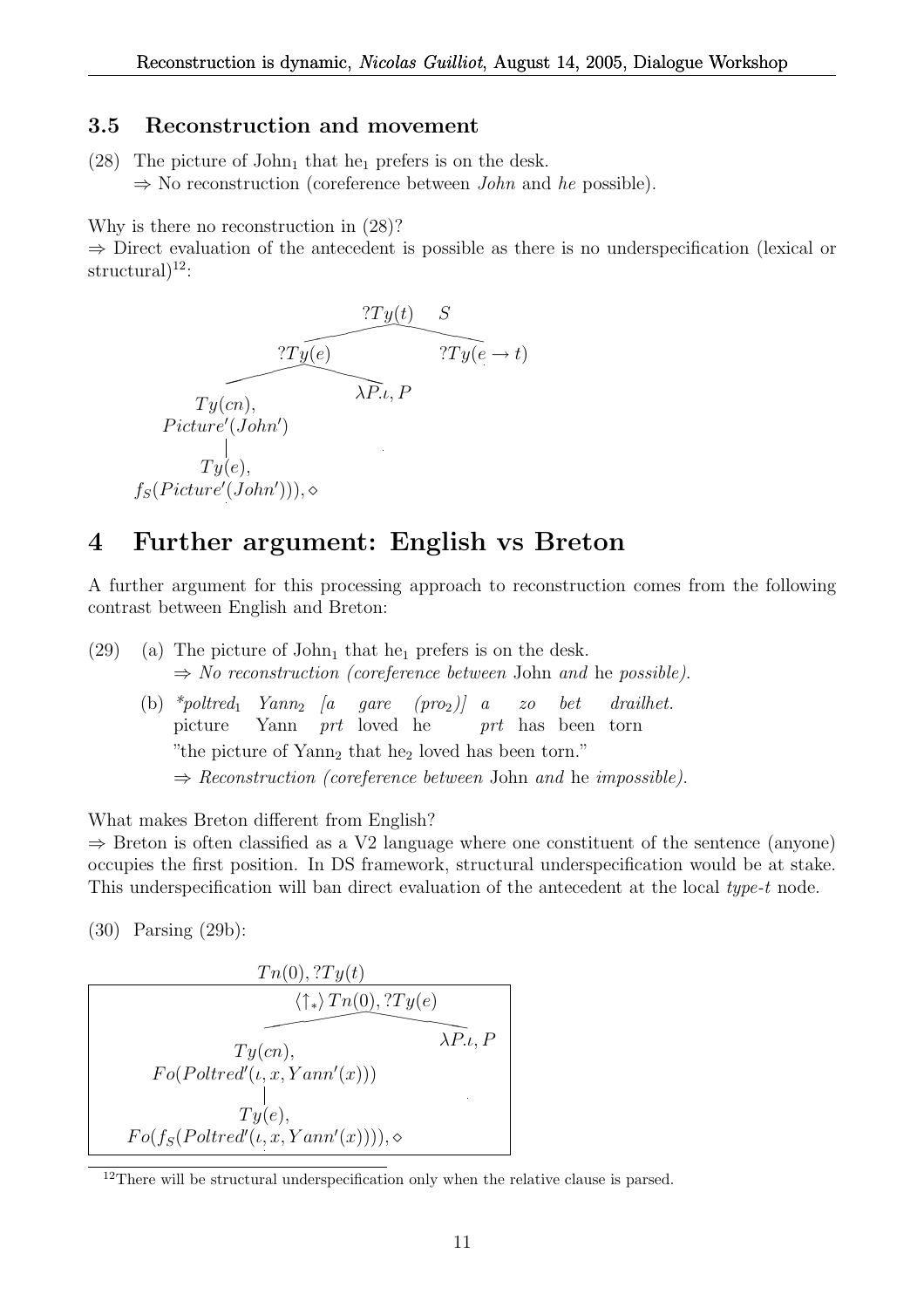### 3.5 Reconstruction and movement

(28) The picture of $John_1$ that $he_1$ prefers is on the desk.
   ⇒ No reconstruction (coreference between *John* and *he* possible).

Why is there no reconstruction in (28)?
⇒ Direct evaluation of the antecedent is possible as there is no underspecification (lexical or structural)[12]:

```
                        ?Ty(t)    S
                       /          \
               ?Ty(e)              ?Ty(e → t)
              /      \
      Ty(cn),         λP.ι, P
   Picture'(John')
         |
      Ty(e),
 f_S(Picture'(John'))), ◇
```

## 4 Further argument: English vs Breton

A further argument for this processing approach to reconstruction comes from the following contrast between English and Breton:

(29) (a) The picture of $John_1$ that $he_1$ prefers is on the desk.
   ⇒ *No reconstruction (coreference between* John *and* he *possible).*

   (b) *\*poltred$_1$ Yann$_2$ [a gare (pro$_2$)] a zo bet drailhet.*
   picture Yann *prt* loved he *prt* has been torn
   "the picture of $Yann_2$ that $he_2$ loved has been torn."
   ⇒ *Reconstruction (coreference between* John *and* he *impossible).*

What makes Breton different from English?
⇒ Breton is often classified as a V2 language where one constituent of the sentence (anyone) occupies the first position. In DS framework, structural underspecification would be at stake. This underspecification will ban direct evaluation of the antecedent at the local *type-t* node.

(30) Parsing (29b):

```
                Tn(0), ?Ty(t)
 ┌──────────────────────────────────────────┐
 │              ⟨↑*⟩Tn(0), ?Ty(e)            │
 │             /                \           │
 │        Ty(cn),                 λP.ι, P   │
 │  Fo(Poltred'(ι, x, Yann'(x)))            │
 │             |                            │
 │          Ty(e),                          │
 │ Fo(f_S(Poltred'(ι, x, Yann'(x)))), ◇     │
 └──────────────────────────────────────────┘
```

---

[12] There will be structural underspecification only when the relative clause is parsed.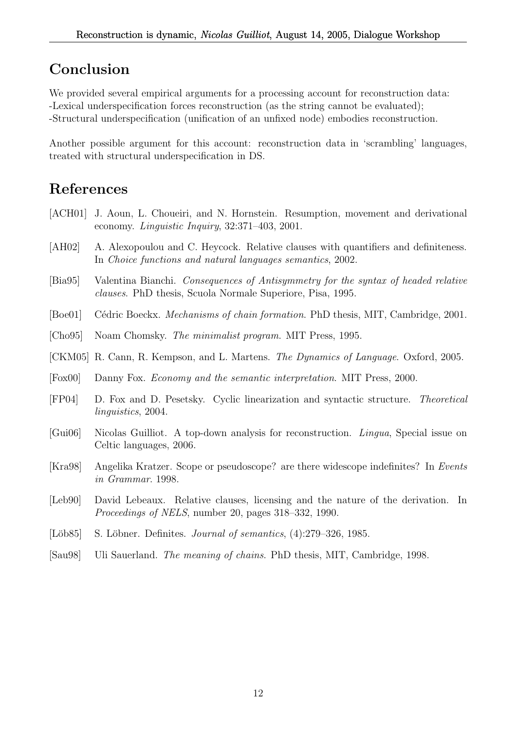## Conclusion

We provided several empirical arguments for a processing account for reconstruction data:
-Lexical underspecification forces reconstruction (as the string cannot be evaluated);
-Structural underspecification (unification of an unfixed node) embodies reconstruction.

Another possible argument for this account: reconstruction data in 'scrambling' languages, treated with structural underspecification in DS.

## References

[ACH01] J. Aoun, L. Choueiri, and N. Hornstein. Resumption, movement and derivational economy. *Linguistic Inquiry*, 32:371–403, 2001.

[AH02] A. Alexopoulou and C. Heycock. Relative clauses with quantifiers and definiteness. In *Choice functions and natural languages semantics*, 2002.

[Bia95] Valentina Bianchi. *Consequences of Antisymmetry for the syntax of headed relative clauses*. PhD thesis, Scuola Normale Superiore, Pisa, 1995.

[Boe01] Cédric Boeckx. *Mechanisms of chain formation*. PhD thesis, MIT, Cambridge, 2001.

[Cho95] Noam Chomsky. *The minimalist program*. MIT Press, 1995.

[CKM05] R. Cann, R. Kempson, and L. Martens. *The Dynamics of Language*. Oxford, 2005.

[Fox00] Danny Fox. *Economy and the semantic interpretation*. MIT Press, 2000.

[FP04] D. Fox and D. Pesetsky. Cyclic linearization and syntactic structure. *Theoretical linguistics*, 2004.

[Gui06] Nicolas Guilliot. A top-down analysis for reconstruction. *Lingua*, Special issue on Celtic languages, 2006.

[Kra98] Angelika Kratzer. Scope or pseudoscope? are there widescope indefinites? In *Events in Grammar*. 1998.

[Leb90] David Lebeaux. Relative clauses, licensing and the nature of the derivation. In *Proceedings of NELS*, number 20, pages 318–332, 1990.

[Löb85] S. Löbner. Definites. *Journal of semantics*, (4):279–326, 1985.

[Sau98] Uli Sauerland. *The meaning of chains*. PhD thesis, MIT, Cambridge, 1998.